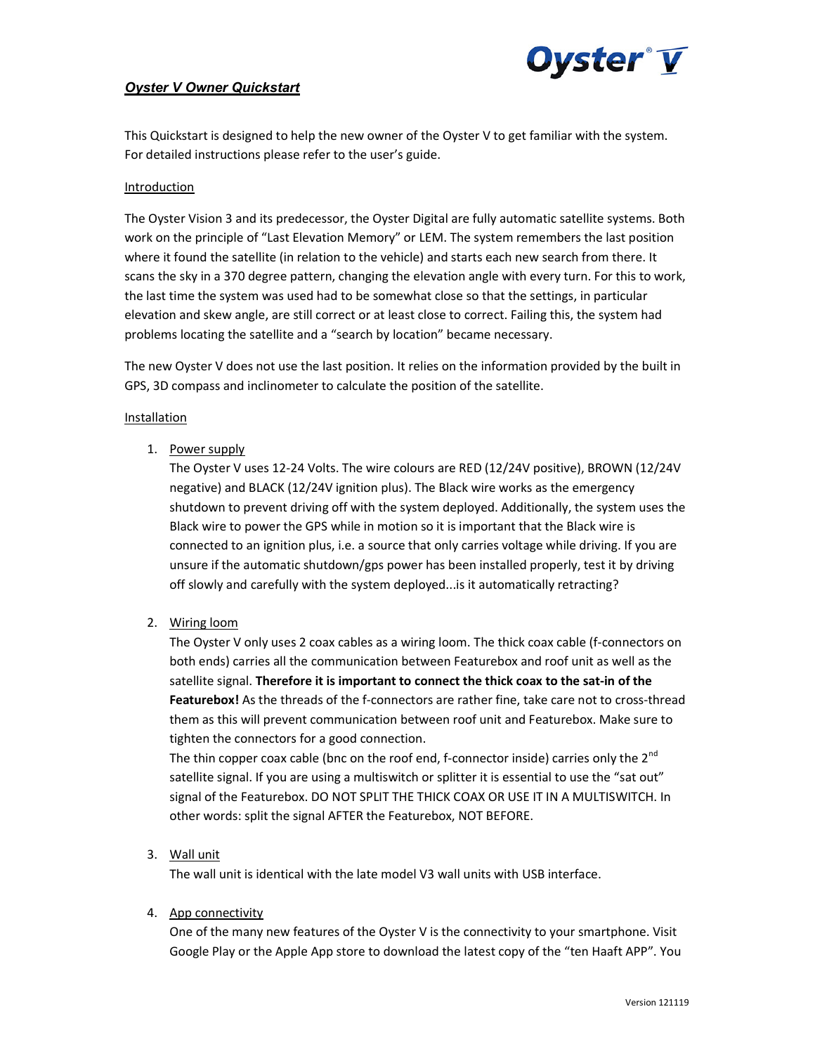# *Oyster V Owner Quickstart*

This Quickstart is designed to help the new owner of the Oyster V to get familiar with the system. For detailed instructions please refer to the user's guide.

## Introduction

The Oyster Vision 3 and its predecessor, the Oyster Digital are fully automatic satellite systems. Both work on the principle of "Last Elevation Memory" or LEM. The system remembers the last position where it found the satellite (in relation to the vehicle) and starts each new search from there. It scans the sky in a 370 degree pattern, changing the elevation angle with every turn. For this to work, the last time the system was used had to be somewhat close so that the settings, in particular elevation and skew angle, are still correct or at least close to correct. Failing this, the system had problems locating the satellite and a "search by location" became necessary.

The new Oyster V does not use the last position. It relies on the information provided by the built in GPS, 3D compass and inclinometer to calculate the position of the satellite.

## Installation

1. Power supply

   The Oyster V uses 12-24 Volts. The wire colours are RED (12/24V positive), BROWN (12/24V negative) and BLACK (12/24V ignition plus). The Black wire works as the emergency shutdown to prevent driving off with the system deployed. Additionally, the system uses the Black wire to power the GPS while in motion so it is important that the Black wire is connected to an ignition plus, i.e. a source that only carries voltage while driving. If you are unsure if the automatic shutdown/gps power has been installed properly, test it by driving off slowly and carefully with the system deployed...is it automatically retracting?

2. Wiring loom

   The Oyster V only uses 2 coax cables as a wiring loom. The thick coax cable (f-connectors on both ends) carries all the communication between Featurebox and roof unit as well as the satellite signal. **Therefore it is important to connect the thick coax to the sat-in of the Featurebox!** As the threads of the f-connectors are rather fine, take care not to cross-thread them as this will prevent communication between roof unit and Featurebox. Make sure to tighten the connectors for a good connection.

   The thin copper coax cable (bnc on the roof end, f-connector inside) carries only the 2nd satellite signal. If you are using a multiswitch or splitter it is essential to use the "sat out" signal of the Featurebox. DO NOT SPLIT THE THICK COAX OR USE IT IN A MULTISWITCH. In other words: split the signal AFTER the Featurebox, NOT BEFORE.

3. Wall unit

   The wall unit is identical with the late model V3 wall units with USB interface.

4. App connectivity

   One of the many new features of the Oyster V is the connectivity to your smartphone. Visit Google Play or the Apple App store to download the latest copy of the "ten Haaft APP". You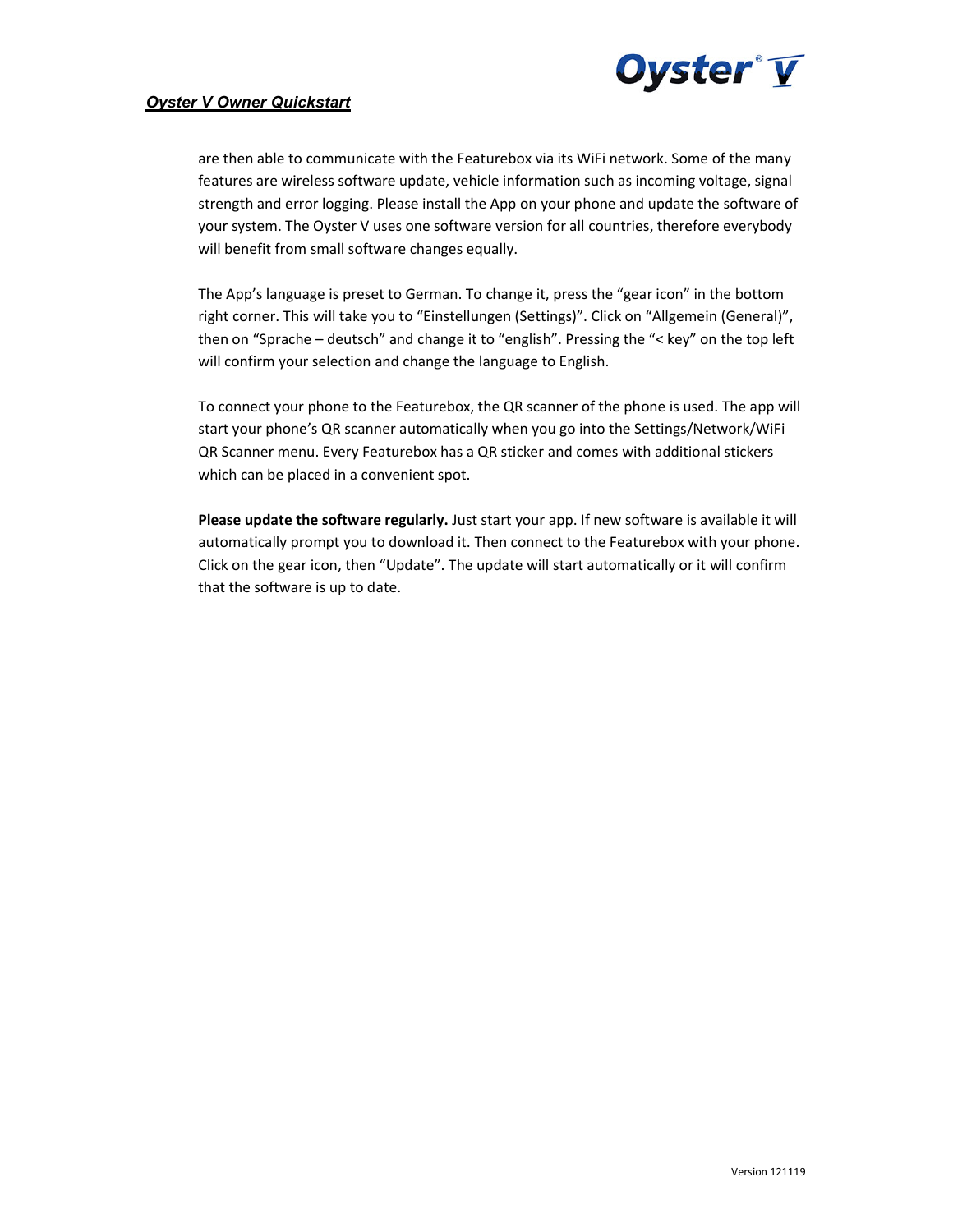are then able to communicate with the Featurebox via its WiFi network. Some of the many features are wireless software update, vehicle information such as incoming voltage, signal strength and error logging. Please install the App on your phone and update the software of your system. The Oyster V uses one software version for all countries, therefore everybody will benefit from small software changes equally.

The App's language is preset to German. To change it, press the "gear icon" in the bottom right corner. This will take you to "Einstellungen (Settings)". Click on "Allgemein (General)", then on "Sprache – deutsch" and change it to "english". Pressing the "< key" on the top left will confirm your selection and change the language to English.

To connect your phone to the Featurebox, the QR scanner of the phone is used. The app will start your phone's QR scanner automatically when you go into the Settings/Network/WiFi QR Scanner menu. Every Featurebox has a QR sticker and comes with additional stickers which can be placed in a convenient spot.

**Please update the software regularly.** Just start your app. If new software is available it will automatically prompt you to download it. Then connect to the Featurebox with your phone. Click on the gear icon, then "Update". The update will start automatically or it will confirm that the software is up to date.